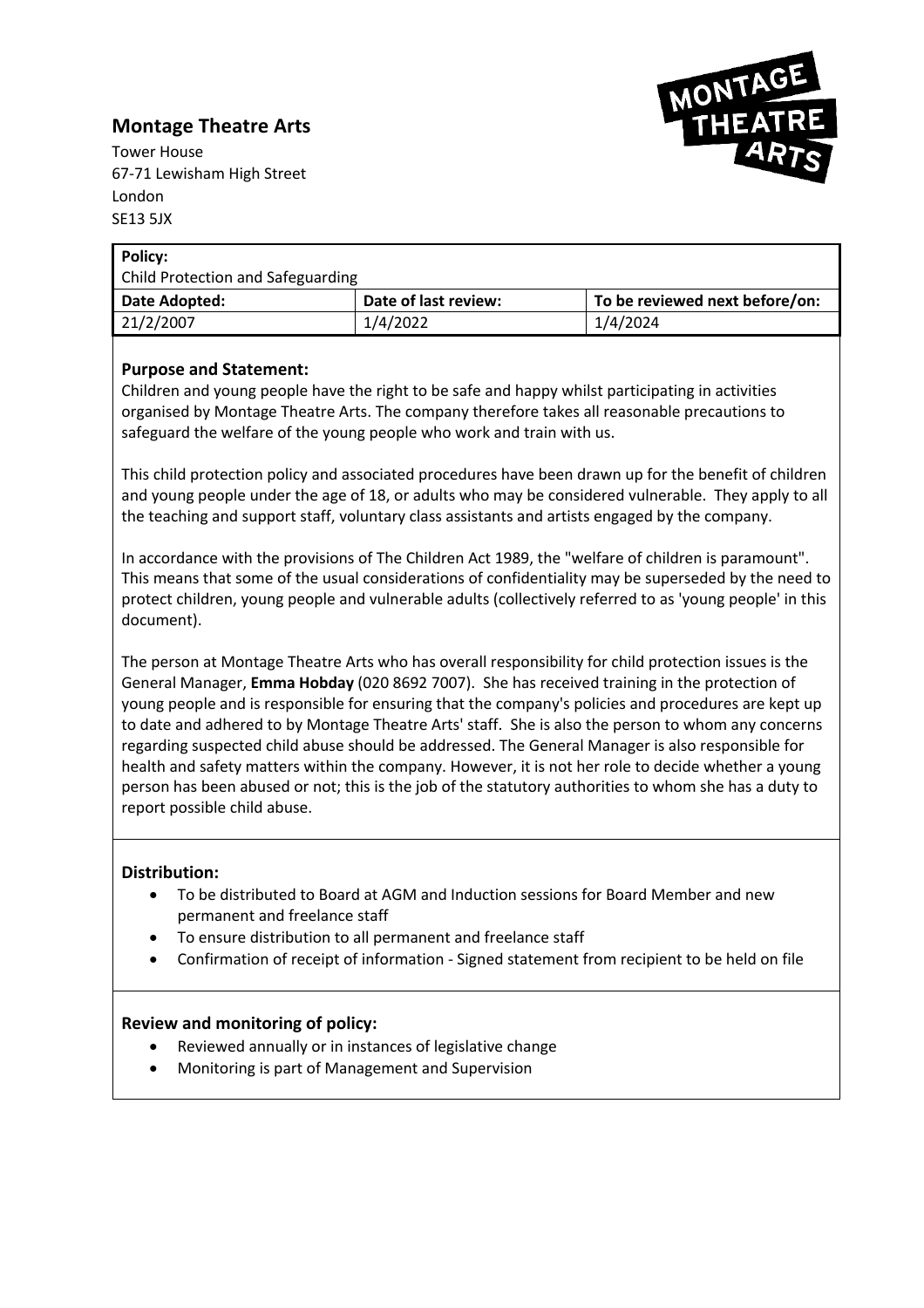## Montage Theatre Arts

Tower House
67-71 Lewisham High Street
London
SE13 5JX

| **Policy:** Child Protection and Safeguarding | | |
|---|---|---|
| **Date Adopted:** | **Date of last review:** | **To be reviewed next before/on:** |
| 21/2/2007 | 1/4/2022 | 1/4/2024 |

### Purpose and Statement:

Children and young people have the right to be safe and happy whilst participating in activities organised by Montage Theatre Arts. The company therefore takes all reasonable precautions to safeguard the welfare of the young people who work and train with us.

This child protection policy and associated procedures have been drawn up for the benefit of children and young people under the age of 18, or adults who may be considered vulnerable. They apply to all the teaching and support staff, voluntary class assistants and artists engaged by the company.

In accordance with the provisions of The Children Act 1989, the "welfare of children is paramount". This means that some of the usual considerations of confidentiality may be superseded by the need to protect children, young people and vulnerable adults (collectively referred to as 'young people' in this document).

The person at Montage Theatre Arts who has overall responsibility for child protection issues is the General Manager, **Emma Hobday** (020 8692 7007). She has received training in the protection of young people and is responsible for ensuring that the company's policies and procedures are kept up to date and adhered to by Montage Theatre Arts' staff. She is also the person to whom any concerns regarding suspected child abuse should be addressed. The General Manager is also responsible for health and safety matters within the company. However, it is not her role to decide whether a young person has been abused or not; this is the job of the statutory authorities to whom she has a duty to report possible child abuse.

### Distribution:

- To be distributed to Board at AGM and Induction sessions for Board Member and new permanent and freelance staff
- To ensure distribution to all permanent and freelance staff
- Confirmation of receipt of information - Signed statement from recipient to be held on file

### Review and monitoring of policy:

- Reviewed annually or in instances of legislative change
- Monitoring is part of Management and Supervision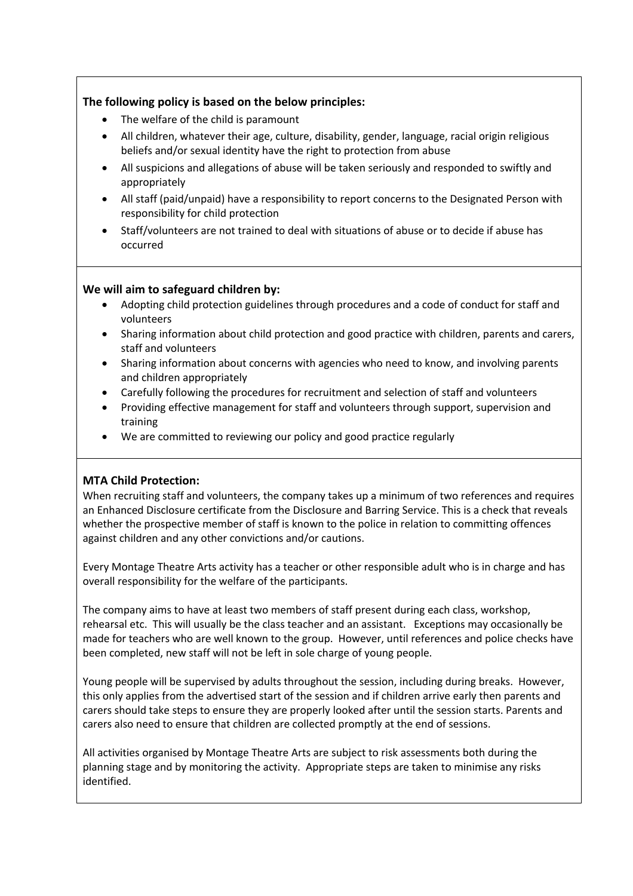**The following policy is based on the below principles:**

- The welfare of the child is paramount
- All children, whatever their age, culture, disability, gender, language, racial origin religious beliefs and/or sexual identity have the right to protection from abuse
- All suspicions and allegations of abuse will be taken seriously and responded to swiftly and appropriately
- All staff (paid/unpaid) have a responsibility to report concerns to the Designated Person with responsibility for child protection
- Staff/volunteers are not trained to deal with situations of abuse or to decide if abuse has occurred

**We will aim to safeguard children by:**

- Adopting child protection guidelines through procedures and a code of conduct for staff and volunteers
- Sharing information about child protection and good practice with children, parents and carers, staff and volunteers
- Sharing information about concerns with agencies who need to know, and involving parents and children appropriately
- Carefully following the procedures for recruitment and selection of staff and volunteers
- Providing effective management for staff and volunteers through support, supervision and training
- We are committed to reviewing our policy and good practice regularly

**MTA Child Protection:**

When recruiting staff and volunteers, the company takes up a minimum of two references and requires an Enhanced Disclosure certificate from the Disclosure and Barring Service. This is a check that reveals whether the prospective member of staff is known to the police in relation to committing offences against children and any other convictions and/or cautions.

Every Montage Theatre Arts activity has a teacher or other responsible adult who is in charge and has overall responsibility for the welfare of the participants.

The company aims to have at least two members of staff present during each class, workshop, rehearsal etc. This will usually be the class teacher and an assistant. Exceptions may occasionally be made for teachers who are well known to the group. However, until references and police checks have been completed, new staff will not be left in sole charge of young people.

Young people will be supervised by adults throughout the session, including during breaks. However, this only applies from the advertised start of the session and if children arrive early then parents and carers should take steps to ensure they are properly looked after until the session starts. Parents and carers also need to ensure that children are collected promptly at the end of sessions.

All activities organised by Montage Theatre Arts are subject to risk assessments both during the planning stage and by monitoring the activity. Appropriate steps are taken to minimise any risks identified.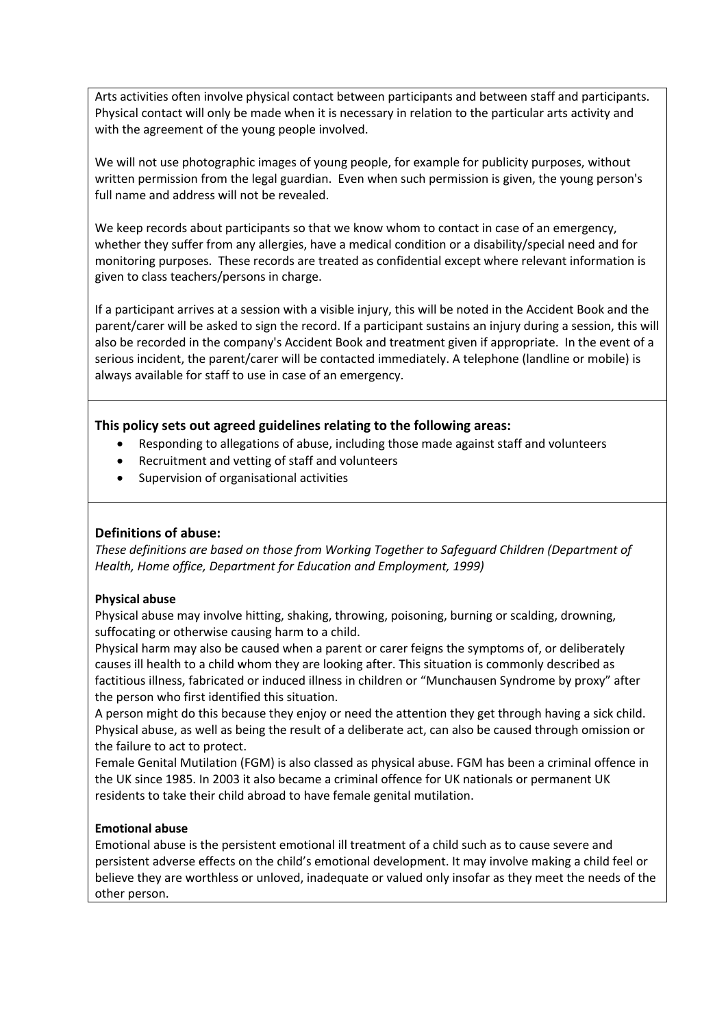Arts activities often involve physical contact between participants and between staff and participants. Physical contact will only be made when it is necessary in relation to the particular arts activity and with the agreement of the young people involved.

We will not use photographic images of young people, for example for publicity purposes, without written permission from the legal guardian. Even when such permission is given, the young person's full name and address will not be revealed.

We keep records about participants so that we know whom to contact in case of an emergency, whether they suffer from any allergies, have a medical condition or a disability/special need and for monitoring purposes. These records are treated as confidential except where relevant information is given to class teachers/persons in charge.

If a participant arrives at a session with a visible injury, this will be noted in the Accident Book and the parent/carer will be asked to sign the record. If a participant sustains an injury during a session, this will also be recorded in the company's Accident Book and treatment given if appropriate. In the event of a serious incident, the parent/carer will be contacted immediately. A telephone (landline or mobile) is always available for staff to use in case of an emergency.

### This policy sets out agreed guidelines relating to the following areas:

- Responding to allegations of abuse, including those made against staff and volunteers
- Recruitment and vetting of staff and volunteers
- Supervision of organisational activities

### Definitions of abuse:

*These definitions are based on those from Working Together to Safeguard Children (Department of Health, Home office, Department for Education and Employment, 1999)*

**Physical abuse**

Physical abuse may involve hitting, shaking, throwing, poisoning, burning or scalding, drowning, suffocating or otherwise causing harm to a child.

Physical harm may also be caused when a parent or carer feigns the symptoms of, or deliberately causes ill health to a child whom they are looking after. This situation is commonly described as factitious illness, fabricated or induced illness in children or "Munchausen Syndrome by proxy" after the person who first identified this situation.

A person might do this because they enjoy or need the attention they get through having a sick child. Physical abuse, as well as being the result of a deliberate act, can also be caused through omission or the failure to act to protect.

Female Genital Mutilation (FGM) is also classed as physical abuse. FGM has been a criminal offence in the UK since 1985. In 2003 it also became a criminal offence for UK nationals or permanent UK residents to take their child abroad to have female genital mutilation.

**Emotional abuse**

Emotional abuse is the persistent emotional ill treatment of a child such as to cause severe and persistent adverse effects on the child's emotional development. It may involve making a child feel or believe they are worthless or unloved, inadequate or valued only insofar as they meet the needs of the other person.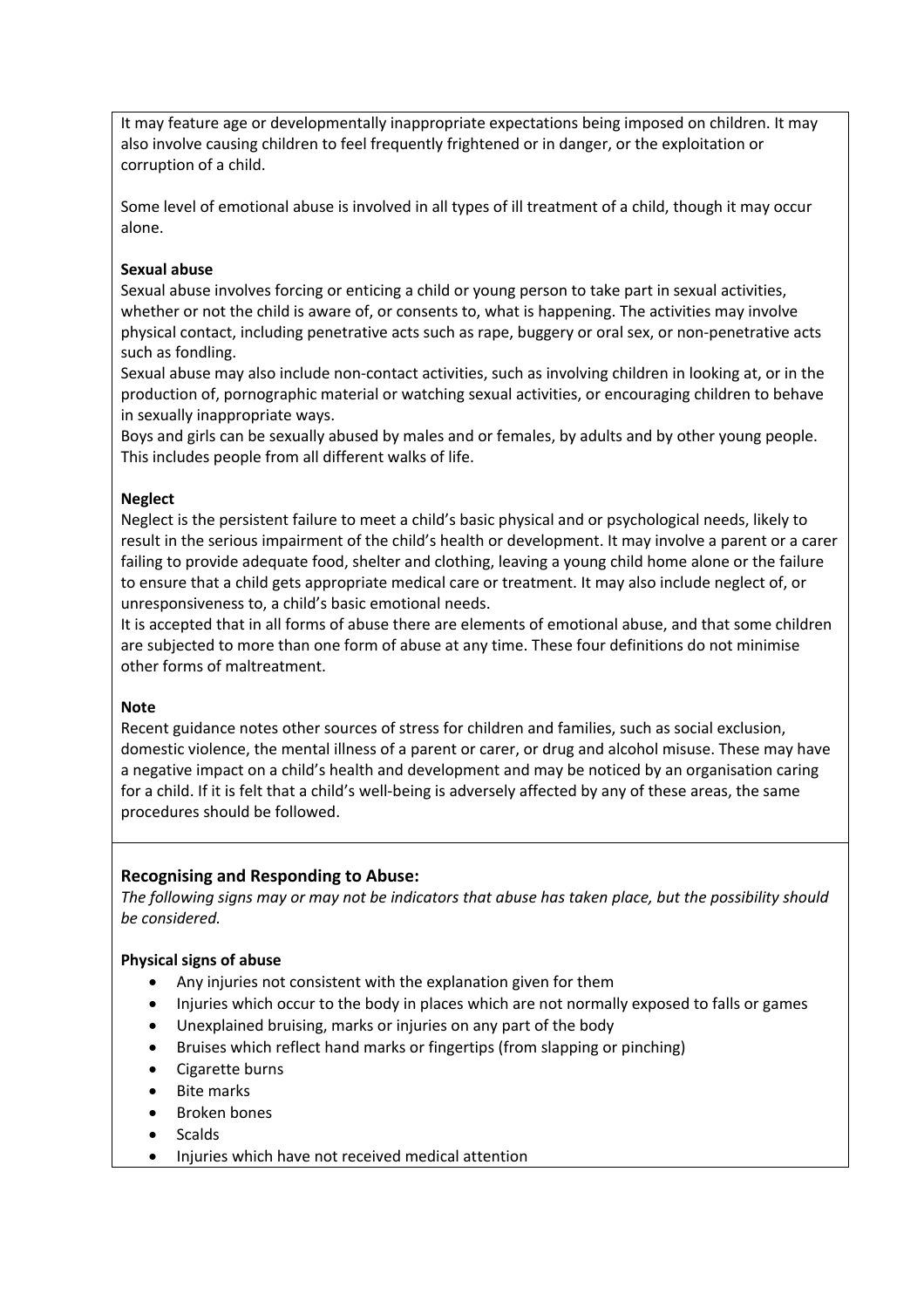It may feature age or developmentally inappropriate expectations being imposed on children. It may also involve causing children to feel frequently frightened or in danger, or the exploitation or corruption of a child.

Some level of emotional abuse is involved in all types of ill treatment of a child, though it may occur alone.

**Sexual abuse**

Sexual abuse involves forcing or enticing a child or young person to take part in sexual activities, whether or not the child is aware of, or consents to, what is happening. The activities may involve physical contact, including penetrative acts such as rape, buggery or oral sex, or non-penetrative acts such as fondling.

Sexual abuse may also include non-contact activities, such as involving children in looking at, or in the production of, pornographic material or watching sexual activities, or encouraging children to behave in sexually inappropriate ways.

Boys and girls can be sexually abused by males and or females, by adults and by other young people. This includes people from all different walks of life.

**Neglect**

Neglect is the persistent failure to meet a child's basic physical and or psychological needs, likely to result in the serious impairment of the child's health or development. It may involve a parent or a carer failing to provide adequate food, shelter and clothing, leaving a young child home alone or the failure to ensure that a child gets appropriate medical care or treatment. It may also include neglect of, or unresponsiveness to, a child's basic emotional needs.

It is accepted that in all forms of abuse there are elements of emotional abuse, and that some children are subjected to more than one form of abuse at any time. These four definitions do not minimise other forms of maltreatment.

**Note**

Recent guidance notes other sources of stress for children and families, such as social exclusion, domestic violence, the mental illness of a parent or carer, or drug and alcohol misuse. These may have a negative impact on a child's health and development and may be noticed by an organisation caring for a child. If it is felt that a child's well-being is adversely affected by any of these areas, the same procedures should be followed.

### Recognising and Responding to Abuse:

*The following signs may or may not be indicators that abuse has taken place, but the possibility should be considered.*

**Physical signs of abuse**

- Any injuries not consistent with the explanation given for them
- Injuries which occur to the body in places which are not normally exposed to falls or games
- Unexplained bruising, marks or injuries on any part of the body
- Bruises which reflect hand marks or fingertips (from slapping or pinching)
- Cigarette burns
- Bite marks
- Broken bones
- Scalds
- Injuries which have not received medical attention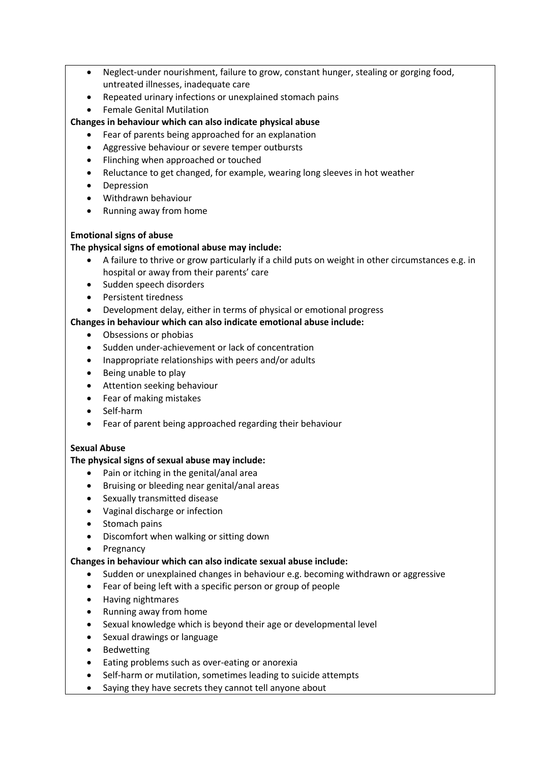- Neglect-under nourishment, failure to grow, constant hunger, stealing or gorging food, untreated illnesses, inadequate care
- Repeated urinary infections or unexplained stomach pains
- Female Genital Mutilation

**Changes in behaviour which can also indicate physical abuse**

- Fear of parents being approached for an explanation
- Aggressive behaviour or severe temper outbursts
- Flinching when approached or touched
- Reluctance to get changed, for example, wearing long sleeves in hot weather
- Depression
- Withdrawn behaviour
- Running away from home

**Emotional signs of abuse**

**The physical signs of emotional abuse may include:**

- A failure to thrive or grow particularly if a child puts on weight in other circumstances e.g. in hospital or away from their parents' care
- Sudden speech disorders
- Persistent tiredness
- Development delay, either in terms of physical or emotional progress

**Changes in behaviour which can also indicate emotional abuse include:**

- Obsessions or phobias
- Sudden under-achievement or lack of concentration
- Inappropriate relationships with peers and/or adults
- Being unable to play
- Attention seeking behaviour
- Fear of making mistakes
- Self-harm
- Fear of parent being approached regarding their behaviour

**Sexual Abuse**

**The physical signs of sexual abuse may include:**

- Pain or itching in the genital/anal area
- Bruising or bleeding near genital/anal areas
- Sexually transmitted disease
- Vaginal discharge or infection
- Stomach pains
- Discomfort when walking or sitting down
- Pregnancy

**Changes in behaviour which can also indicate sexual abuse include:**

- Sudden or unexplained changes in behaviour e.g. becoming withdrawn or aggressive
- Fear of being left with a specific person or group of people
- Having nightmares
- Running away from home
- Sexual knowledge which is beyond their age or developmental level
- Sexual drawings or language
- Bedwetting
- Eating problems such as over-eating or anorexia
- Self-harm or mutilation, sometimes leading to suicide attempts
- Saying they have secrets they cannot tell anyone about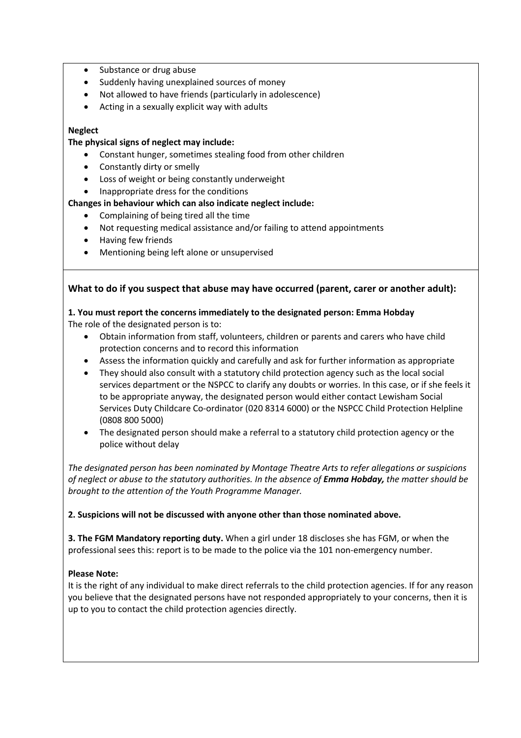- Substance or drug abuse
- Suddenly having unexplained sources of money
- Not allowed to have friends (particularly in adolescence)
- Acting in a sexually explicit way with adults

**Neglect**

**The physical signs of neglect may include:**

- Constant hunger, sometimes stealing food from other children
- Constantly dirty or smelly
- Loss of weight or being constantly underweight
- Inappropriate dress for the conditions

**Changes in behaviour which can also indicate neglect include:**

- Complaining of being tired all the time
- Not requesting medical assistance and/or failing to attend appointments
- Having few friends
- Mentioning being left alone or unsupervised

## What to do if you suspect that abuse may have occurred (parent, carer or another adult):

**1. You must report the concerns immediately to the designated person: Emma Hobday**

The role of the designated person is to:

- Obtain information from staff, volunteers, children or parents and carers who have child protection concerns and to record this information
- Assess the information quickly and carefully and ask for further information as appropriate
- They should also consult with a statutory child protection agency such as the local social services department or the NSPCC to clarify any doubts or worries. In this case, or if she feels it to be appropriate anyway, the designated person would either contact Lewisham Social Services Duty Childcare Co-ordinator (020 8314 6000) or the NSPCC Child Protection Helpline (0808 800 5000)
- The designated person should make a referral to a statutory child protection agency or the police without delay

*The designated person has been nominated by Montage Theatre Arts to refer allegations or suspicions of neglect or abuse to the statutory authorities. In the absence of* ***Emma Hobday,*** *the matter should be brought to the attention of the Youth Programme Manager.*

**2. Suspicions will not be discussed with anyone other than those nominated above.**

**3. The FGM Mandatory reporting duty.** When a girl under 18 discloses she has FGM, or when the professional sees this: report is to be made to the police via the 101 non-emergency number.

**Please Note:**

It is the right of any individual to make direct referrals to the child protection agencies. If for any reason you believe that the designated persons have not responded appropriately to your concerns, then it is up to you to contact the child protection agencies directly.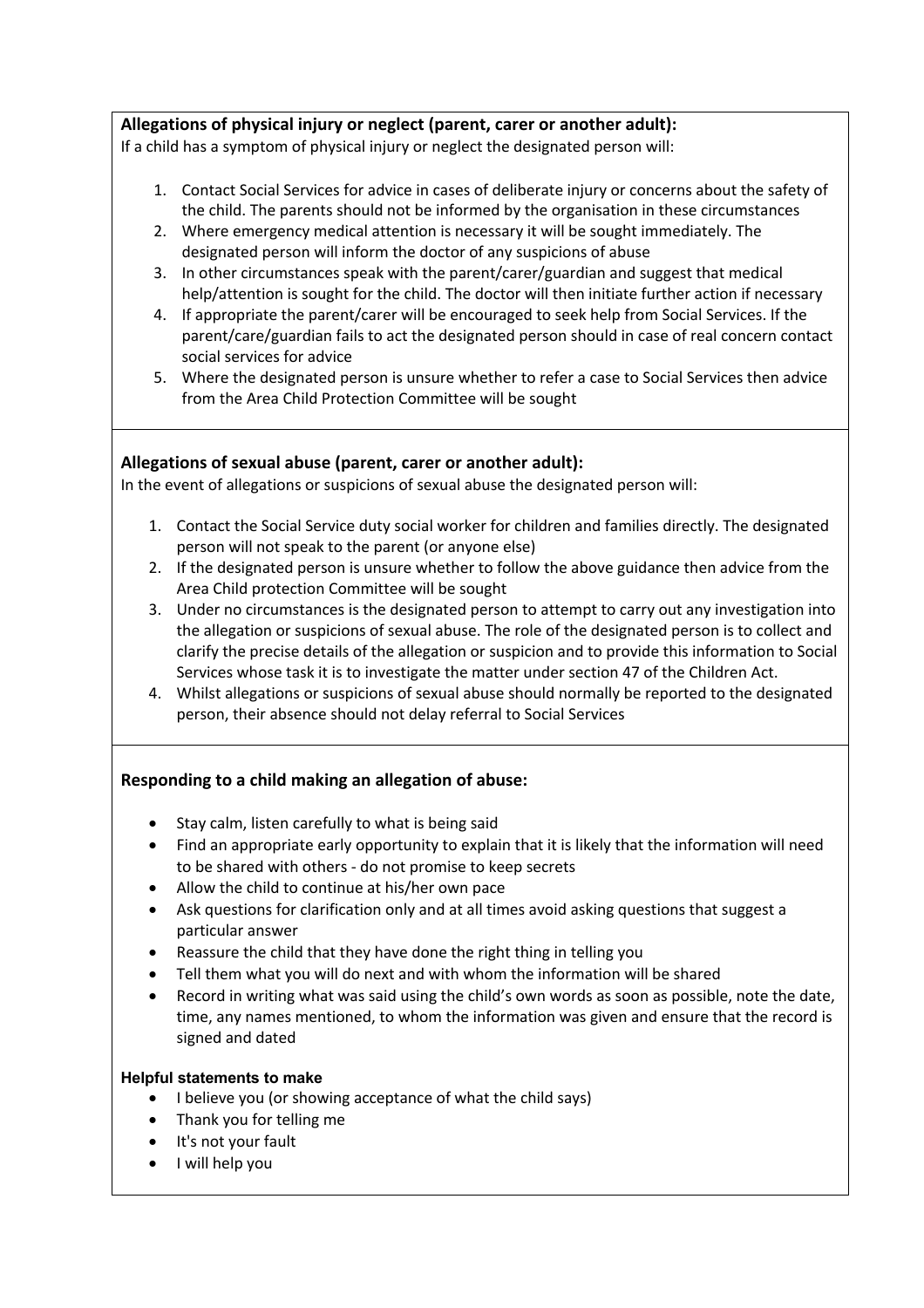**Allegations of physical injury or neglect (parent, carer or another adult):**
If a child has a symptom of physical injury or neglect the designated person will:

1. Contact Social Services for advice in cases of deliberate injury or concerns about the safety of the child. The parents should not be informed by the organisation in these circumstances
2. Where emergency medical attention is necessary it will be sought immediately. The designated person will inform the doctor of any suspicions of abuse
3. In other circumstances speak with the parent/carer/guardian and suggest that medical help/attention is sought for the child. The doctor will then initiate further action if necessary
4. If appropriate the parent/carer will be encouraged to seek help from Social Services. If the parent/care/guardian fails to act the designated person should in case of real concern contact social services for advice
5. Where the designated person is unsure whether to refer a case to Social Services then advice from the Area Child Protection Committee will be sought

**Allegations of sexual abuse (parent, carer or another adult):**
In the event of allegations or suspicions of sexual abuse the designated person will:

1. Contact the Social Service duty social worker for children and families directly. The designated person will not speak to the parent (or anyone else)
2. If the designated person is unsure whether to follow the above guidance then advice from the Area Child protection Committee will be sought
3. Under no circumstances is the designated person to attempt to carry out any investigation into the allegation or suspicions of sexual abuse. The role of the designated person is to collect and clarify the precise details of the allegation or suspicion and to provide this information to Social Services whose task it is to investigate the matter under section 47 of the Children Act.
4. Whilst allegations or suspicions of sexual abuse should normally be reported to the designated person, their absence should not delay referral to Social Services

**Responding to a child making an allegation of abuse:**

- Stay calm, listen carefully to what is being said
- Find an appropriate early opportunity to explain that it is likely that the information will need to be shared with others - do not promise to keep secrets
- Allow the child to continue at his/her own pace
- Ask questions for clarification only and at all times avoid asking questions that suggest a particular answer
- Reassure the child that they have done the right thing in telling you
- Tell them what you will do next and with whom the information will be shared
- Record in writing what was said using the child's own words as soon as possible, note the date, time, any names mentioned, to whom the information was given and ensure that the record is signed and dated

**Helpful statements to make**

- I believe you (or showing acceptance of what the child says)
- Thank you for telling me
- It's not your fault
- I will help you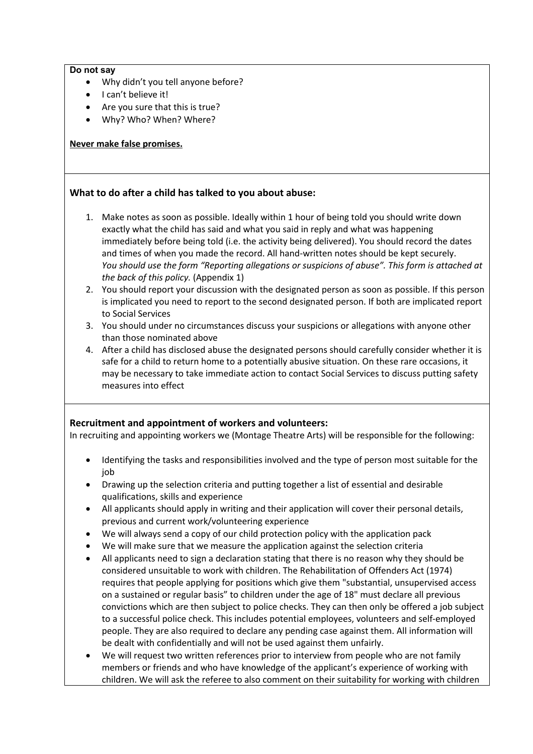**Do not say**

- Why didn't you tell anyone before?
- I can't believe it!
- Are you sure that this is true?
- Why? Who? When? Where?

**Never make false promises.**

### What to do after a child has talked to you about abuse:

1. Make notes as soon as possible. Ideally within 1 hour of being told you should write down exactly what the child has said and what you said in reply and what was happening immediately before being told (i.e. the activity being delivered). You should record the dates and times of when you made the record. All hand-written notes should be kept securely. *You should use the form "Reporting allegations or suspicions of abuse". This form is attached at the back of this policy.* (Appendix 1)
2. You should report your discussion with the designated person as soon as possible. If this person is implicated you need to report to the second designated person. If both are implicated report to Social Services
3. You should under no circumstances discuss your suspicions or allegations with anyone other than those nominated above
4. After a child has disclosed abuse the designated persons should carefully consider whether it is safe for a child to return home to a potentially abusive situation. On these rare occasions, it may be necessary to take immediate action to contact Social Services to discuss putting safety measures into effect

### Recruitment and appointment of workers and volunteers:

In recruiting and appointing workers we (Montage Theatre Arts) will be responsible for the following:

- Identifying the tasks and responsibilities involved and the type of person most suitable for the job
- Drawing up the selection criteria and putting together a list of essential and desirable qualifications, skills and experience
- All applicants should apply in writing and their application will cover their personal details, previous and current work/volunteering experience
- We will always send a copy of our child protection policy with the application pack
- We will make sure that we measure the application against the selection criteria
- All applicants need to sign a declaration stating that there is no reason why they should be considered unsuitable to work with children. The Rehabilitation of Offenders Act (1974) requires that people applying for positions which give them "substantial, unsupervised access on a sustained or regular basis" to children under the age of 18" must declare all previous convictions which are then subject to police checks. They can then only be offered a job subject to a successful police check. This includes potential employees, volunteers and self-employed people. They are also required to declare any pending case against them. All information will be dealt with confidentially and will not be used against them unfairly.
- We will request two written references prior to interview from people who are not family members or friends and who have knowledge of the applicant's experience of working with children. We will ask the referee to also comment on their suitability for working with children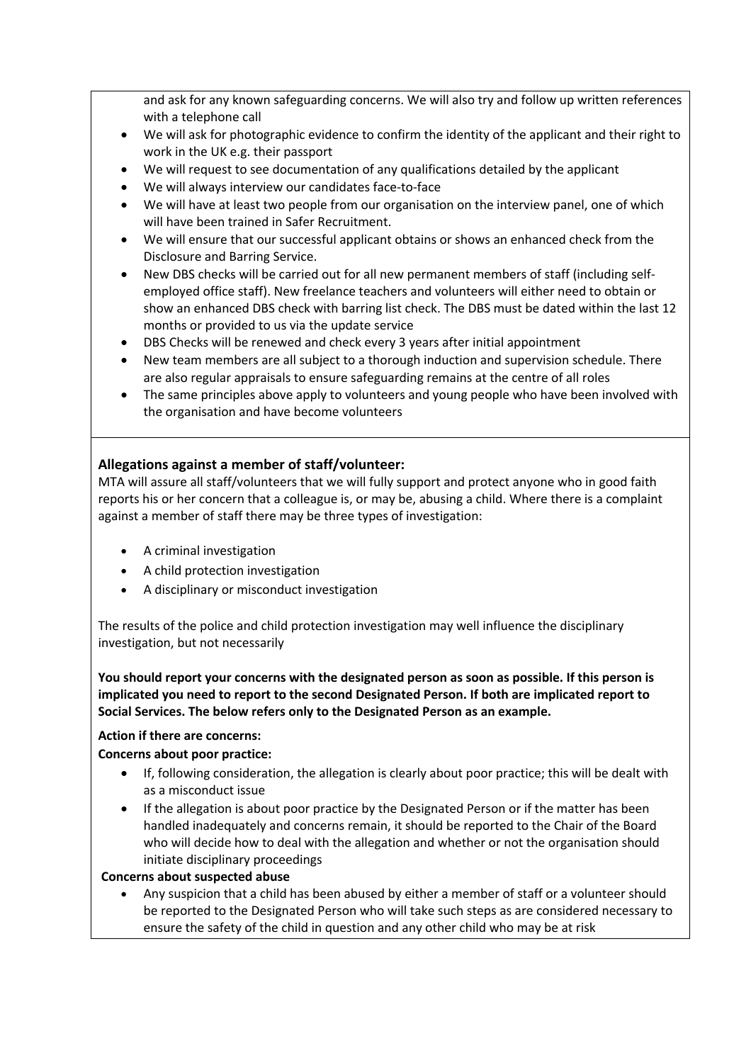and ask for any known safeguarding concerns. We will also try and follow up written references with a telephone call

- We will ask for photographic evidence to confirm the identity of the applicant and their right to work in the UK e.g. their passport
- We will request to see documentation of any qualifications detailed by the applicant
- We will always interview our candidates face-to-face
- We will have at least two people from our organisation on the interview panel, one of which will have been trained in Safer Recruitment.
- We will ensure that our successful applicant obtains or shows an enhanced check from the Disclosure and Barring Service.
- New DBS checks will be carried out for all new permanent members of staff (including self-employed office staff). New freelance teachers and volunteers will either need to obtain or show an enhanced DBS check with barring list check. The DBS must be dated within the last 12 months or provided to us via the update service
- DBS Checks will be renewed and check every 3 years after initial appointment
- New team members are all subject to a thorough induction and supervision schedule. There are also regular appraisals to ensure safeguarding remains at the centre of all roles
- The same principles above apply to volunteers and young people who have been involved with the organisation and have become volunteers

### Allegations against a member of staff/volunteer:

MTA will assure all staff/volunteers that we will fully support and protect anyone who in good faith reports his or her concern that a colleague is, or may be, abusing a child. Where there is a complaint against a member of staff there may be three types of investigation:

- A criminal investigation
- A child protection investigation
- A disciplinary or misconduct investigation

The results of the police and child protection investigation may well influence the disciplinary investigation, but not necessarily

**You should report your concerns with the designated person as soon as possible. If this person is implicated you need to report to the second Designated Person. If both are implicated report to Social Services. The below refers only to the Designated Person as an example.**

**Action if there are concerns:**

**Concerns about poor practice:**

- If, following consideration, the allegation is clearly about poor practice; this will be dealt with as a misconduct issue
- If the allegation is about poor practice by the Designated Person or if the matter has been handled inadequately and concerns remain, it should be reported to the Chair of the Board who will decide how to deal with the allegation and whether or not the organisation should initiate disciplinary proceedings

**Concerns about suspected abuse**

- Any suspicion that a child has been abused by either a member of staff or a volunteer should be reported to the Designated Person who will take such steps as are considered necessary to ensure the safety of the child in question and any other child who may be at risk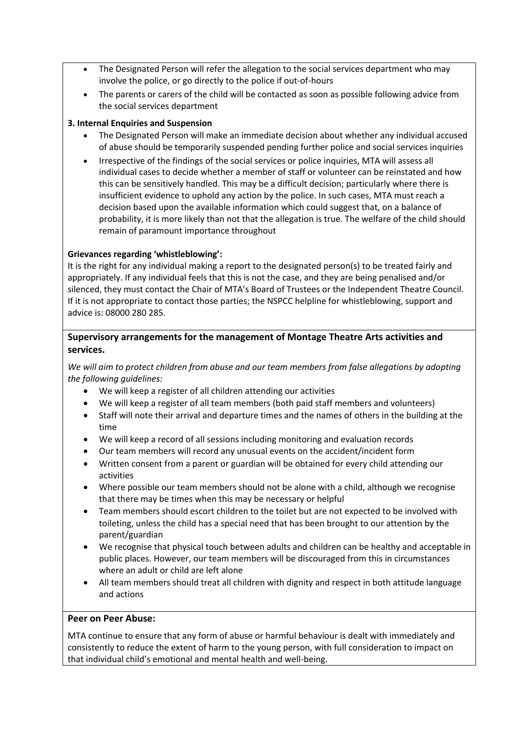- The Designated Person will refer the allegation to the social services department who may involve the police, or go directly to the police if out-of-hours
- The parents or carers of the child will be contacted as soon as possible following advice from the social services department

**3. Internal Enquiries and Suspension**

- The Designated Person will make an immediate decision about whether any individual accused of abuse should be temporarily suspended pending further police and social services inquiries
- Irrespective of the findings of the social services or police inquiries, MTA will assess all individual cases to decide whether a member of staff or volunteer can be reinstated and how this can be sensitively handled. This may be a difficult decision; particularly where there is insufficient evidence to uphold any action by the police. In such cases, MTA must reach a decision based upon the available information which could suggest that, on a balance of probability, it is more likely than not that the allegation is true. The welfare of the child should remain of paramount importance throughout

**Grievances regarding 'whistleblowing':**

It is the right for any individual making a report to the designated person(s) to be treated fairly and appropriately. If any individual feels that this is not the case, and they are being penalised and/or silenced, they must contact the Chair of MTA's Board of Trustees or the Independent Theatre Council. If it is not appropriate to contact those parties; the NSPCC helpline for whistleblowing, support and advice is: 08000 280 285.

## Supervisory arrangements for the management of Montage Theatre Arts activities and services.

*We will aim to protect children from abuse and our team members from false allegations by adopting the following guidelines:*

- We will keep a register of all children attending our activities
- We will keep a register of all team members (both paid staff members and volunteers)
- Staff will note their arrival and departure times and the names of others in the building at the time
- We will keep a record of all sessions including monitoring and evaluation records
- Our team members will record any unusual events on the accident/incident form
- Written consent from a parent or guardian will be obtained for every child attending our activities
- Where possible our team members should not be alone with a child, although we recognise that there may be times when this may be necessary or helpful
- Team members should escort children to the toilet but are not expected to be involved with toileting, unless the child has a special need that has been brought to our attention by the parent/guardian
- We recognise that physical touch between adults and children can be healthy and acceptable in public places. However, our team members will be discouraged from this in circumstances where an adult or child are left alone
- All team members should treat all children with dignity and respect in both attitude language and actions

**Peer on Peer Abuse:**

MTA continue to ensure that any form of abuse or harmful behaviour is dealt with immediately and consistently to reduce the extent of harm to the young person, with full consideration to impact on that individual child's emotional and mental health and well-being.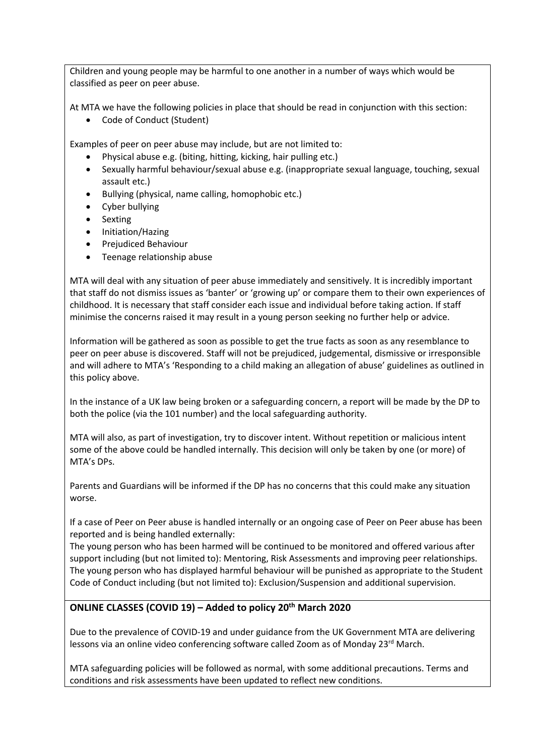Children and young people may be harmful to one another in a number of ways which would be classified as peer on peer abuse.

At MTA we have the following policies in place that should be read in conjunction with this section:

- Code of Conduct (Student)

Examples of peer on peer abuse may include, but are not limited to:

- Physical abuse e.g. (biting, hitting, kicking, hair pulling etc.)
- Sexually harmful behaviour/sexual abuse e.g. (inappropriate sexual language, touching, sexual assault etc.)
- Bullying (physical, name calling, homophobic etc.)
- Cyber bullying
- Sexting
- Initiation/Hazing
- Prejudiced Behaviour
- Teenage relationship abuse

MTA will deal with any situation of peer abuse immediately and sensitively. It is incredibly important that staff do not dismiss issues as 'banter' or 'growing up' or compare them to their own experiences of childhood. It is necessary that staff consider each issue and individual before taking action. If staff minimise the concerns raised it may result in a young person seeking no further help or advice.

Information will be gathered as soon as possible to get the true facts as soon as any resemblance to peer on peer abuse is discovered. Staff will not be prejudiced, judgemental, dismissive or irresponsible and will adhere to MTA's 'Responding to a child making an allegation of abuse' guidelines as outlined in this policy above.

In the instance of a UK law being broken or a safeguarding concern, a report will be made by the DP to both the police (via the 101 number) and the local safeguarding authority.

MTA will also, as part of investigation, try to discover intent. Without repetition or malicious intent some of the above could be handled internally. This decision will only be taken by one (or more) of MTA's DPs.

Parents and Guardians will be informed if the DP has no concerns that this could make any situation worse.

If a case of Peer on Peer abuse is handled internally or an ongoing case of Peer on Peer abuse has been reported and is being handled externally:
The young person who has been harmed will be continued to be monitored and offered various after support including (but not limited to): Mentoring, Risk Assessments and improving peer relationships. The young person who has displayed harmful behaviour will be punished as appropriate to the Student Code of Conduct including (but not limited to): Exclusion/Suspension and additional supervision.

## ONLINE CLASSES (COVID 19) – Added to policy 20th March 2020

Due to the prevalence of COVID-19 and under guidance from the UK Government MTA are delivering lessons via an online video conferencing software called Zoom as of Monday 23rd March.

MTA safeguarding policies will be followed as normal, with some additional precautions. Terms and conditions and risk assessments have been updated to reflect new conditions.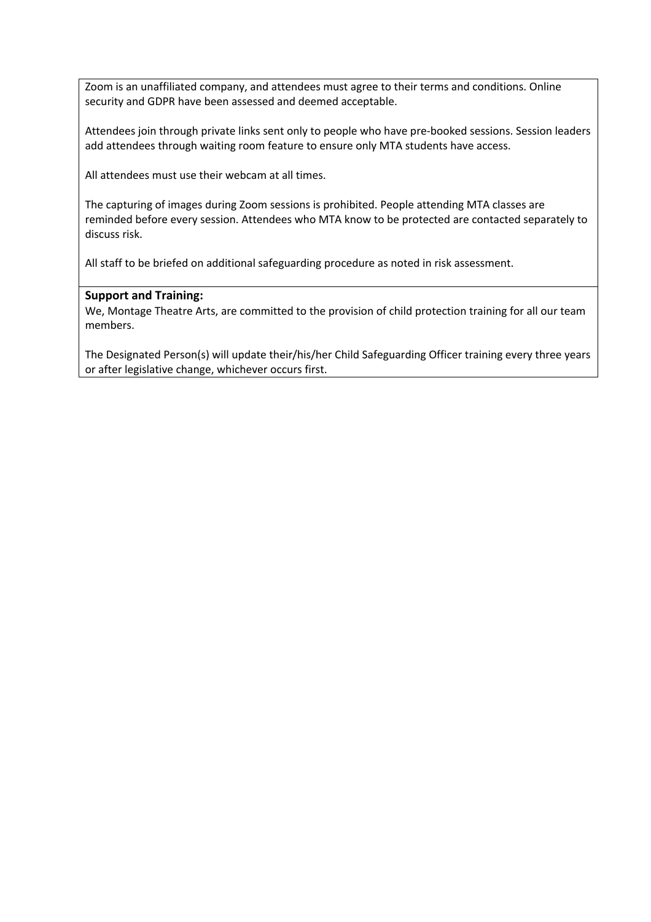Zoom is an unaffiliated company, and attendees must agree to their terms and conditions. Online security and GDPR have been assessed and deemed acceptable.

Attendees join through private links sent only to people who have pre-booked sessions. Session leaders add attendees through waiting room feature to ensure only MTA students have access.

All attendees must use their webcam at all times.

The capturing of images during Zoom sessions is prohibited. People attending MTA classes are reminded before every session. Attendees who MTA know to be protected are contacted separately to discuss risk.

All staff to be briefed on additional safeguarding procedure as noted in risk assessment.

**Support and Training:**

We, Montage Theatre Arts, are committed to the provision of child protection training for all our team members.

The Designated Person(s) will update their/his/her Child Safeguarding Officer training every three years or after legislative change, whichever occurs first.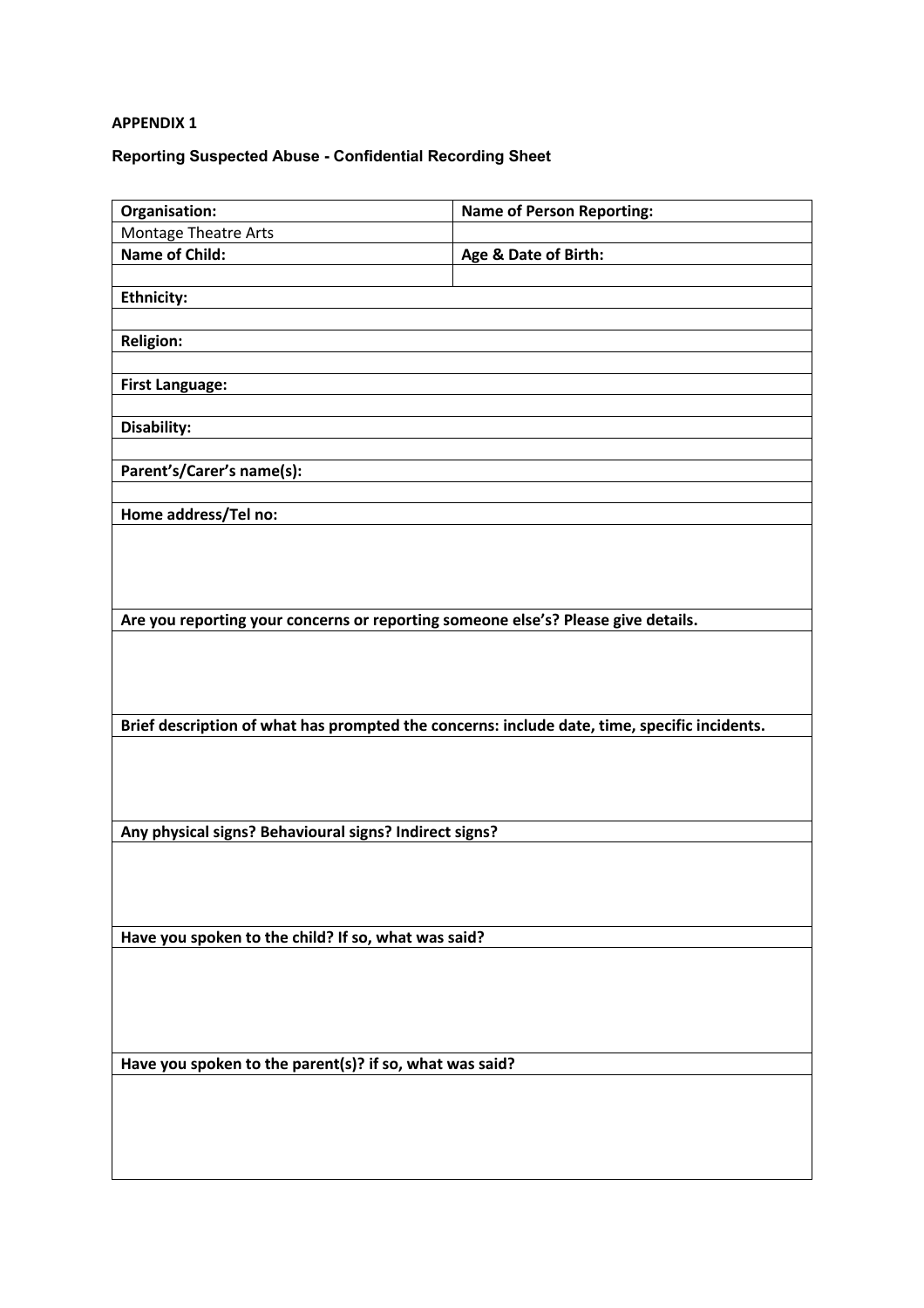**APPENDIX 1**

**Reporting Suspected Abuse - Confidential Recording Sheet**

| **Organisation:** | **Name of Person Reporting:** |
|---|---|
| Montage Theatre Arts | |
| **Name of Child:** | **Age & Date of Birth:** |
| | |
| **Ethnicity:** | |
| | |
| **Religion:** | |
| | |
| **First Language:** | |
| | |
| **Disability:** | |
| | |
| **Parent's/Carer's name(s):** | |
| | |
| **Home address/Tel no:** | |
| | |
| **Are you reporting your concerns or reporting someone else's? Please give details.** | |
| | |
| **Brief description of what has prompted the concerns: include date, time, specific incidents.** | |
| | |
| **Any physical signs? Behavioural signs? Indirect signs?** | |
| | |
| **Have you spoken to the child? If so, what was said?** | |
| | |
| **Have you spoken to the parent(s)? if so, what was said?** | |
| | |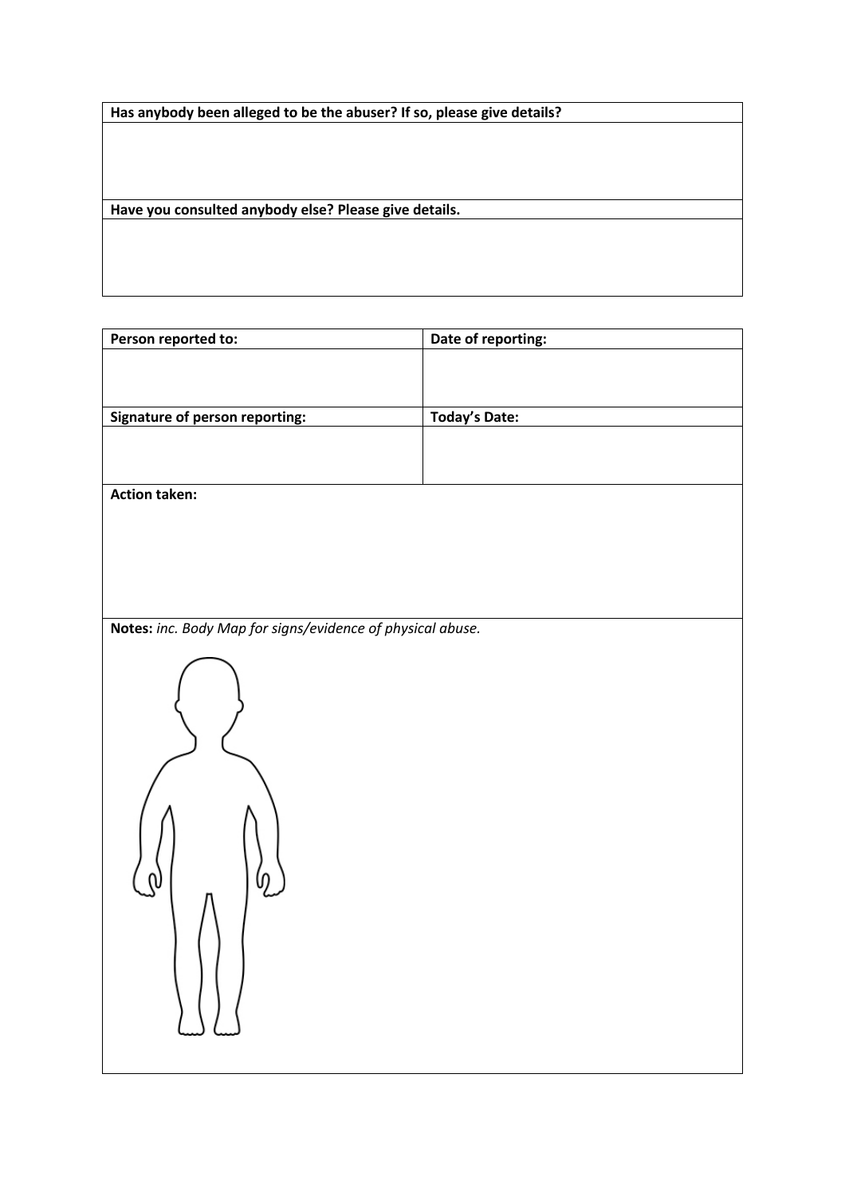| **Has anybody been alleged to be the abuser? If so, please give details?** |
| --- |
| |
| **Have you consulted anybody else? Please give details.** |
| |

| **Person reported to:** | **Date of reporting:** |
| --- | --- |
| | |
| **Signature of person reporting:** | **Today's Date:** |
| | |
| **Action taken:** | |
| **Notes:** *inc. Body Map for signs/evidence of physical abuse.* | |